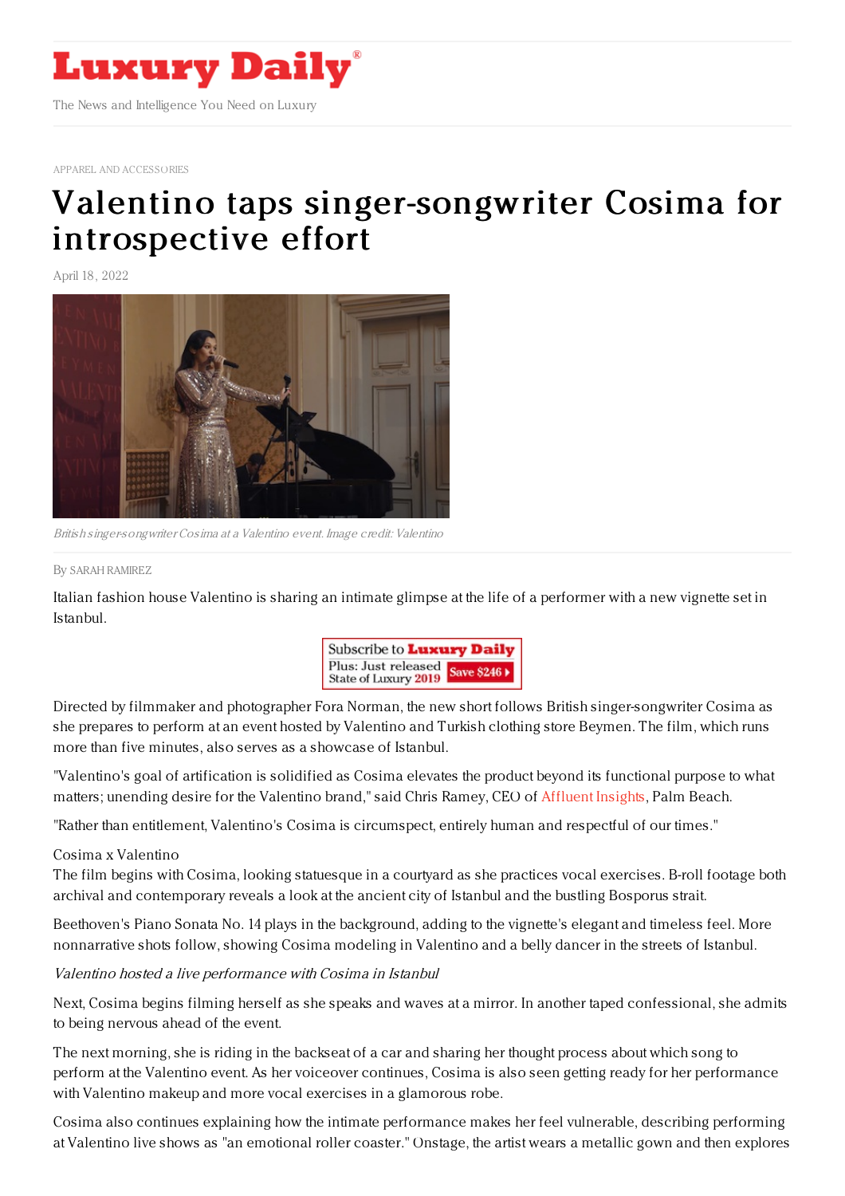# Luxury Daily

The News and Intelligence You Need on Luxury

APPAREL AND ACCESSORIES

# Valentino taps singer-songwriter Cosima for introspective effort

April 18, 2022

*British singer-songwriter Cosima at a Valentino event. Image credit: Valentino*

By SARAH RAMIREZ

Italian fashion house Valentino is sharing an intimate glimpse at the life of a performer with a new vignette set in Istanbul.

Directed by filmmaker and photographer Fora Norman, the new short follows British singer-songwriter Cosima as she prepares to perform at an event hosted by Valentino and Turkish clothing store Beymen. The film, which runs more than five minutes, also serves as a showcase of Istanbul.

"Valentino's goal of artification is solidified as Cosima elevates the product beyond its functional purpose to what matters; unending desire for the Valentino brand," said Chris Ramey, CEO of Affluent Insights, Palm Beach.

"Rather than entitlement, Valentino's Cosima is circumspect, entirely human and respectful of our times."

Cosima x Valentino

The film begins with Cosima, looking statuesque in a courtyard as she practices vocal exercises. B-roll footage both archival and contemporary reveals a look at the ancient city of Istanbul and the bustling Bosporus strait.

Beethoven's Piano Sonata No. 14 plays in the background, adding to the vignette's elegant and timeless feel. More nonnarrative shots follow, showing Cosima modeling in Valentino and a belly dancer in the streets of Istanbul.

*Valentino hosted a live performance with Cosima in Istanbul*

Next, Cosima begins filming herself as she speaks and waves at a mirror. In another taped confessional, she admits to being nervous ahead of the event.

The next morning, she is riding in the backseat of a car and sharing her thought process about which song to perform at the Valentino event. As her voiceover continues, Cosima is also seen getting ready for her performance with Valentino makeup and more vocal exercises in a glamorous robe.

Cosima also continues explaining how the intimate performance makes her feel vulnerable, describing performing at Valentino live shows as "an emotional roller coaster." Onstage, the artist wears a metallic gown and then explores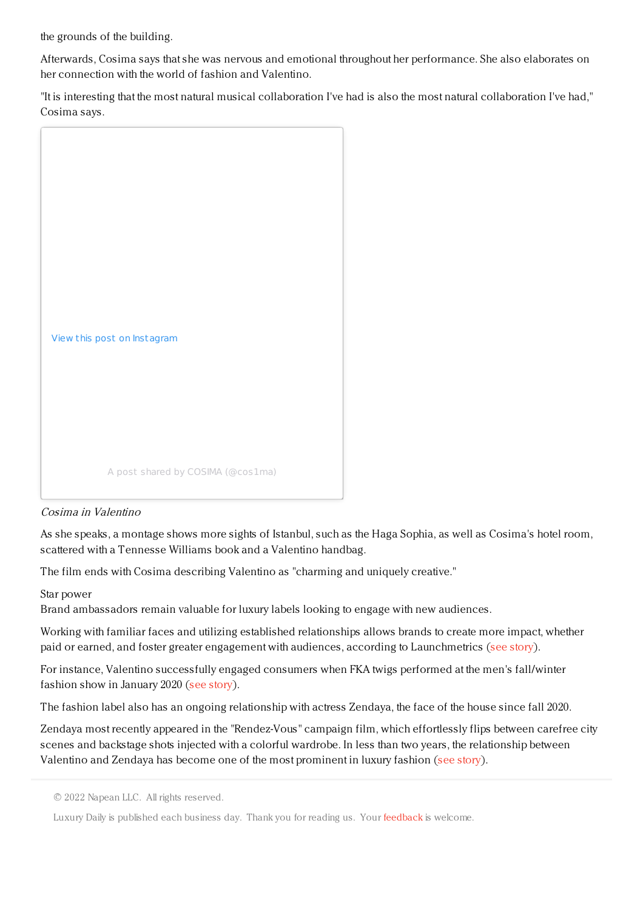the grounds of the building.

Afterwards, Cosima says that she was nervous and emotional throughout her performance. She also elaborates on her connection with the world of fashion and Valentino.

"It is interesting that the most natural musical collaboration I've had is also the most natural collaboration I've had," Cosima says.

View this post on Instagram

A post shared by COSIMA (@cos1ma)

*Cosima in Valentino*

As she speaks, a montage shows more sights of Istanbul, such as the Haga Sophia, as well as Cosima's hotel room, scattered with a Tennesse Williams book and a Valentino handbag.

The film ends with Cosima describing Valentino as "charming and uniquely creative."

Star power

Brand ambassadors remain valuable for luxury labels looking to engage with new audiences.

Working with familiar faces and utilizing established relationships allows brands to create more impact, whether paid or earned, and foster greater engagement with audiences, according to Launchmetrics (see story).

For instance, Valentino successfully engaged consumers when FKA twigs performed at the men's fall/winter fashion show in January 2020 (see story).

The fashion label also has an ongoing relationship with actress Zendaya, the face of the house since fall 2020.

Zendaya most recently appeared in the "Rendez-Vous" campaign film, which effortlessly flips between carefree city scenes and backstage shots injected with a colorful wardrobe. In less than two years, the relationship between Valentino and Zendaya has become one of the most prominent in luxury fashion (see story).

© 2022 Napean LLC. All rights reserved.

Luxury Daily is published each business day. Thank you for reading us. Your feedback is welcome.